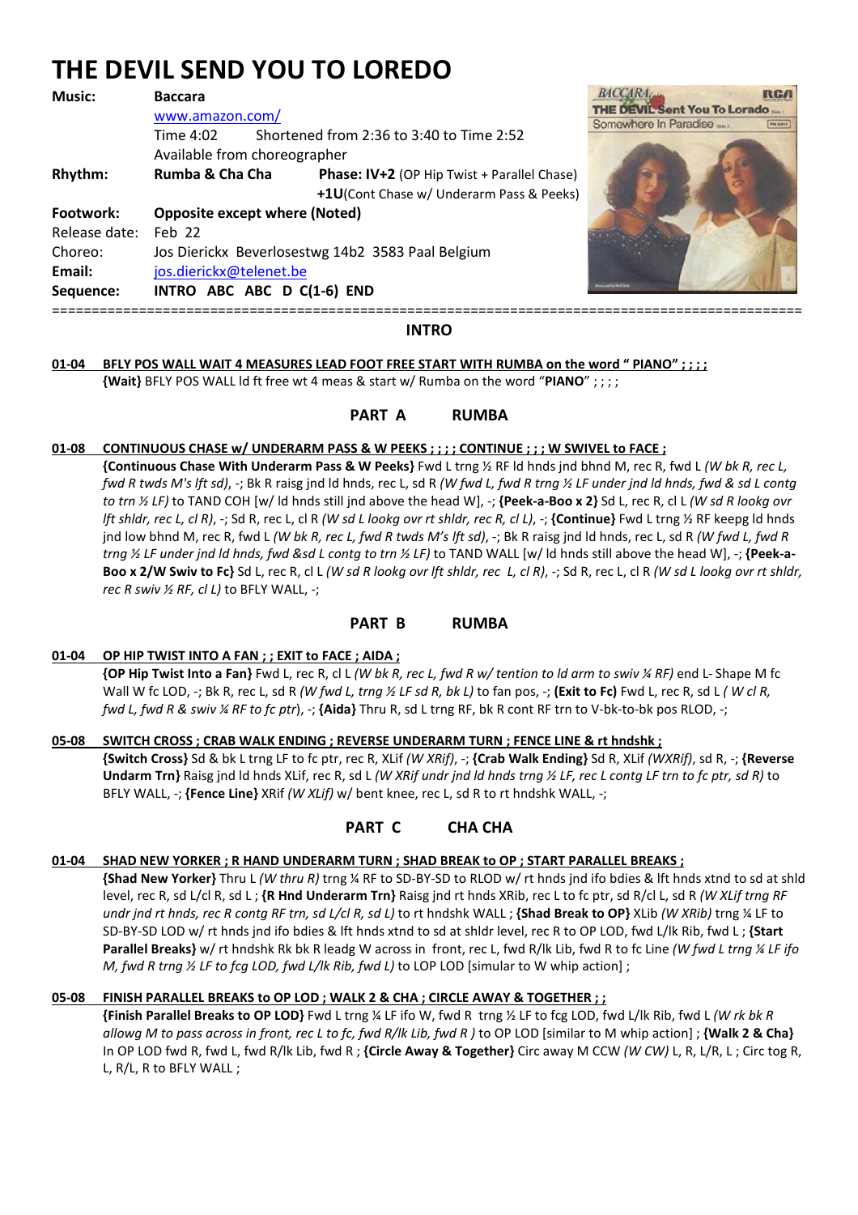# THE DEVIL SEND YOU TO LOREDO

**Music:** **Baccara**
www.amazon.com/
Time 4:02 Shortened from 2:36 to 3:40 to Time 2:52
Available from choreographer

**Rhythm:** **Rumba & Cha Cha** **Phase: IV+2** (OP Hip Twist + Parallel Chase)
**+1U**(Cont Chase w/ Underarm Pass & Peeks)

**Footwork:** **Opposite except where (Noted)**

Release date: Feb 22

Choreo: Jos Dierickx Beverlosestwg 14b2 3583 Paal Belgium

**Email:** jos.dierickx@telenet.be

**Sequence:** **INTRO ABC ABC D C(1-6) END**

---

## INTRO

**01-04 BFLY POS WALL WAIT 4 MEASURES LEAD FOOT FREE START WITH RUMBA on the word " PIANO" ; ; ; ;**
**{Wait}** BFLY POS WALL ld ft free wt 4 meas & start w/ Rumba on the word "**PIANO**" ; ; ; ;

## PART A RUMBA

**01-08 CONTINUOUS CHASE w/ UNDERARM PASS & W PEEKS ; ; ; ; CONTINUE ; ; ; W SWIVEL to FACE ;**
**{Continuous Chase With Underarm Pass & W Peeks}** Fwd L trng ½ RF ld hnds jnd bhnd M, rec R, fwd L *(W bk R, rec L, fwd R twds M's lft sd)*, -; Bk R raisg jnd ld hnds, rec L, sd R *(W fwd L, fwd R trng ½ LF under jnd ld hnds, fwd & sd L contg to trn ½ LF)* to TAND COH [w/ ld hnds still jnd above the head W], -; **{Peek-a-Boo x 2}** Sd L, rec R, cl L *(W sd R lookg ovr lft shldr, rec L, cl R)*, -; Sd R, rec L, cl R *(W sd L lookg ovr rt shldr, rec R, cl L)*, -; **{Continue}** Fwd L trng ½ RF keepg ld hnds jnd low bhnd M, rec R, fwd L *(W bk R, rec L, fwd R twds M's lft sd)*, -; Bk R raisg jnd ld hnds, rec L, sd R *(W fwd L, fwd R trng ½ LF under jnd ld hnds, fwd &sd L contg to trn ½ LF)* to TAND WALL [w/ ld hnds still above the head W], -; **{Peek-a-Boo x 2/W Swiv to Fc}** Sd L, rec R, cl L *(W sd R lookg ovr lft shldr, rec L, cl R)*, -; Sd R, rec L, cl R *(W sd L lookg ovr rt shldr, rec R swiv ½ RF, cl L)* to BFLY WALL, -;

## PART B RUMBA

**01-04 OP HIP TWIST INTO A FAN ; ; EXIT to FACE ; AIDA ;**
**{OP Hip Twist Into a Fan}** Fwd L, rec R, cl L *(W bk R, rec L, fwd R w/ tention to ld arm to swiv ¼ RF)* end L- Shape M fc Wall W fc LOD, -; Bk R, rec L, sd R *(W fwd L, trng ½ LF sd R, bk L)* to fan pos, -; **{Exit to Fc)** Fwd L, rec R, sd L *( W cl R, fwd L, fwd R & swiv ¼ RF to fc ptr)*, -; **{Aida}** Thru R, sd L trng RF, bk R cont RF trn to V-bk-to-bk pos RLOD, -;

**05-08 SWITCH CROSS ; CRAB WALK ENDING ; REVERSE UNDERARM TURN ; FENCE LINE & rt hndshk ;**
**{Switch Cross}** Sd & bk L trng LF to fc ptr, rec R, XLif *(W XRif)*, -; **{Crab Walk Ending}** Sd R, XLif *(WXRif)*, sd R, -; **{Reverse Undarm Trn}** Raisg jnd ld hnds XLif, rec R, sd L *(W XRif undr jnd ld hnds trng ½ LF, rec L contg LF trn to fc ptr, sd R)* to BFLY WALL, -; **{Fence Line}** XRif *(W XLif)* w/ bent knee, rec L, sd R to rt hndshk WALL, -;

## PART C CHA CHA

**01-04 SHAD NEW YORKER ; R HAND UNDERARM TURN ; SHAD BREAK to OP ; START PARALLEL BREAKS ;**
**{Shad New Yorker}** Thru L *(W thru R)* trng ¼ RF to SD-BY-SD to RLOD w/ rt hnds jnd ifo bdies & lft hnds xtnd to sd at shld level, rec R, sd L/cl R, sd L ; **{R Hnd Underarm Trn}** Raisg jnd rt hnds XRib, rec L to fc ptr, sd R/cl L, sd R *(W XLif trng RF undr jnd rt hnds, rec R contg RF trn, sd L/cl R, sd L)* to rt hndshk WALL ; **{Shad Break to OP}** XLib *(W XRib)* trng ¼ LF to SD-BY-SD LOD w/ rt hnds jnd ifo bdies & lft hnds xtnd to sd at shldr level, rec R to OP LOD, fwd L/lk Rib, fwd L ; **{Start Parallel Breaks}** w/ rt hndshk Rk bk R leadg W across in front, rec L, fwd R/lk Lib, fwd R to fc Line *(W fwd L trng ¼ LF ifo M, fwd R trng ½ LF to fcg LOD, fwd L/lk Rib, fwd L)* to LOP LOD [simular to W whip action] ;

**05-08 FINISH PARALLEL BREAKS to OP LOD ; WALK 2 & CHA ; CIRCLE AWAY & TOGETHER ; ;**
**{Finish Parallel Breaks to OP LOD}** Fwd L trng ¼ LF ifo W, fwd R trng ½ LF to fcg LOD, fwd L/lk Rib, fwd L *(W rk bk R allowg M to pass across in front, rec L to fc, fwd R/lk Lib, fwd R )* to OP LOD [similar to M whip action] ; **{Walk 2 & Cha}** In OP LOD fwd R, fwd L, fwd R/lk Lib, fwd R ; **{Circle Away & Together}** Circ away M CCW *(W CW)* L, R, L/R, L ; Circ tog R, L, R/L, R to BFLY WALL ;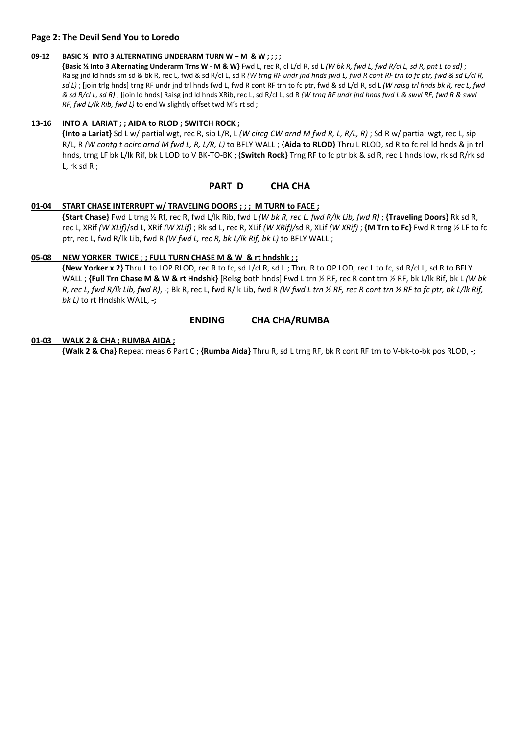**Page 2: The Devil Send You to Loredo**

**09-12 BASIC ½ INTO 3 ALTERNATING UNDERARM TURN W – M & W ; ; ; ;**

**{Basic ½ Into 3 Alternating Underarm Trns W - M & W}** Fwd L, rec R, cl L/cl R, sd L *(W bk R, fwd L, fwd R/cl L, sd R, pnt L to sd)* ; Raisg jnd ld hnds sm sd & bk R, rec L, fwd & sd R/cl L, sd R *(W trng RF undr jnd hnds fwd L, fwd R cont RF trn to fc ptr, fwd & sd L/cl R, sd L)* ; [join trlg hnds] trng RF undr jnd trl hnds fwd L, fwd R cont RF trn to fc ptr, fwd & sd L/cl R, sd L *(W raisg trl hnds bk R, rec L, fwd & sd R/cl L, sd R)* ; [join ld hnds] Raisg jnd ld hnds XRib, rec L, sd R/cl L, sd R *(W trng RF undr jnd hnds fwd L & swvl RF, fwd R & swvl RF, fwd L/lk Rib, fwd L)* to end W slightly offset twd M's rt sd ;

**13-16 INTO A LARIAT ; ; AIDA to RLOD ; SWITCH ROCK ;**

**{Into a Lariat}** Sd L w/ partial wgt, rec R, sip L/R, L *(W circg CW arnd M fwd R, L, R/L, R)* ; Sd R w/ partial wgt, rec L, sip R/L, R *(W contg t ocirc arnd M fwd L, R, L/R, L)* to BFLY WALL ; **{Aida to RLOD}** Thru L RLOD, sd R to fc rel ld hnds & jn trl hnds, trng LF bk L/lk Rif, bk L LOD to V BK-TO-BK ; **{Switch Rock}** Trng RF to fc ptr bk & sd R, rec L hnds low, rk sd R/rk sd L, rk sd R ;

## PART D CHA CHA

**01-04 START CHASE INTERRUPT w/ TRAVELING DOORS ; ; ; M TURN to FACE ;**

**{Start Chase}** Fwd L trng ½ Rf, rec R, fwd L/lk Rib, fwd L *(W bk R, rec L, fwd R/lk Lib, fwd R}* ; **{Traveling Doors}** Rk sd R, rec L, XRif *(W XLif)*/sd L, XRif *(W XLif)* ; Rk sd L, rec R, XLif *(W XRif)*/sd R, XLif *(W XRif)* ; **{M Trn to Fc}** Fwd R trng ½ LF to fc ptr, rec L, fwd R/lk Lib, fwd R *(W fwd L, rec R, bk L/lk Rif, bk L)* to BFLY WALL ;

**05-08 NEW YORKER TWICE ; ; FULL TURN CHASE M & W & rt hndshk ; ;**

**{New Yorker x 2}** Thru L to LOP RLOD, rec R to fc, sd L/cl R, sd L ; Thru R to OP LOD, rec L to fc, sd R/cl L, sd R to BFLY WALL ; **{Full Trn Chase M & W & rt Hndshk}** [Relsg both hnds] Fwd L trn ½ RF, rec R cont trn ½ RF, bk L/lk Rif, bk L *(W bk R, rec L, fwd R/lk Lib, fwd R)*, -; Bk R, rec L, fwd R/lk Lib, fwd R *(W fwd L trn ½ RF, rec R cont trn ½ RF to fc ptr, bk L/lk Rif, bk L)* to rt Hndshk WALL, **-;**

## ENDING CHA CHA/RUMBA

**01-03 WALK 2 & CHA ; RUMBA AIDA ;**

**{Walk 2 & Cha}** Repeat meas 6 Part C ; **{Rumba Aida}** Thru R, sd L trng RF, bk R cont RF trn to V-bk-to-bk pos RLOD, -;